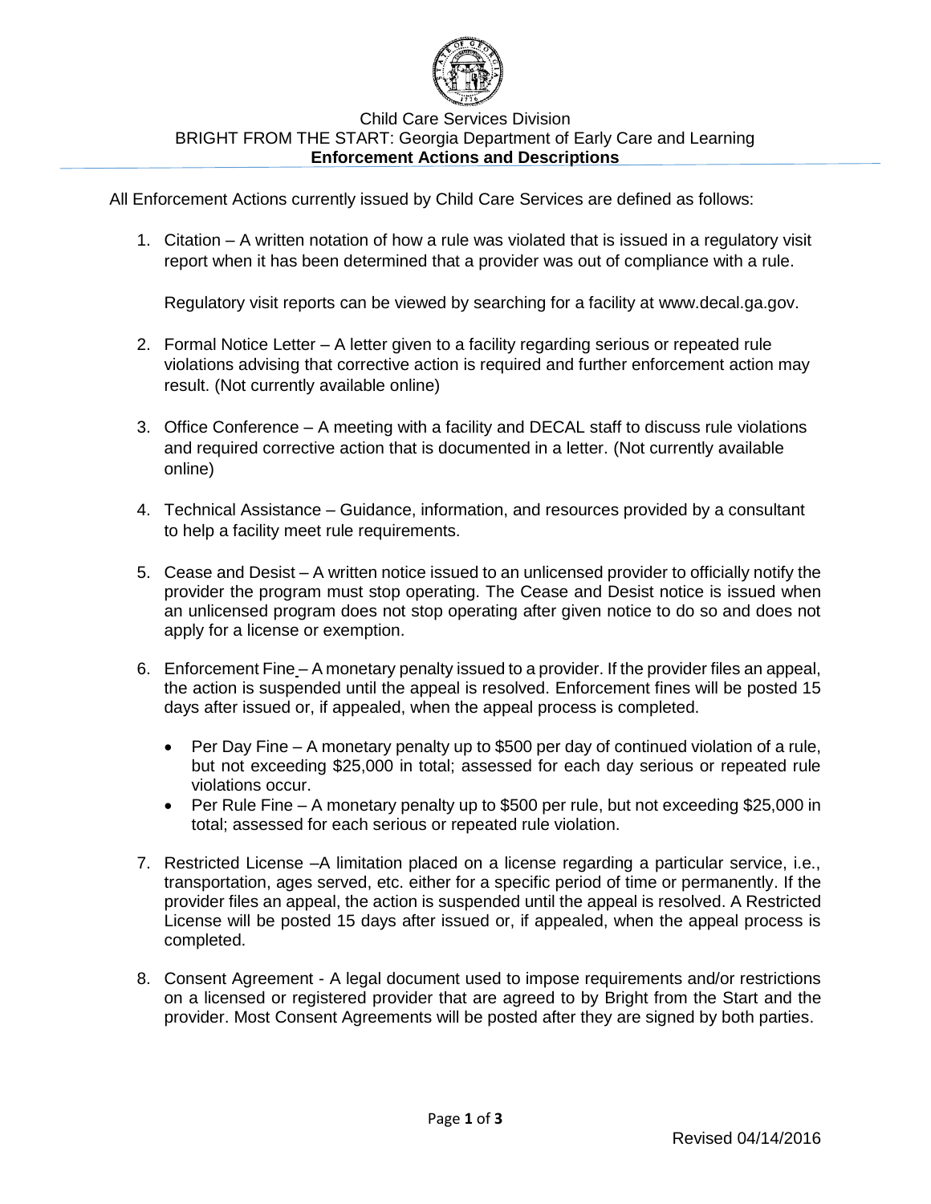Child Care Services Division

BRIGHT FROM THE START: Georgia Department of Early Care and Learning

# Enforcement Actions and Descriptions

All Enforcement Actions currently issued by Child Care Services are defined as follows:

1. Citation – A written notation of how a rule was violated that is issued in a regulatory visit report when it has been determined that a provider was out of compliance with a rule.

   Regulatory visit reports can be viewed by searching for a facility at www.decal.ga.gov.

2. Formal Notice Letter – A letter given to a facility regarding serious or repeated rule violations advising that corrective action is required and further enforcement action may result. (Not currently available online)

3. Office Conference – A meeting with a facility and DECAL staff to discuss rule violations and required corrective action that is documented in a letter. (Not currently available online)

4. Technical Assistance – Guidance, information, and resources provided by a consultant to help a facility meet rule requirements.

5. Cease and Desist – A written notice issued to an unlicensed provider to officially notify the provider the program must stop operating. The Cease and Desist notice is issued when an unlicensed program does not stop operating after given notice to do so and does not apply for a license or exemption.

6. Enforcement Fine – A monetary penalty issued to a provider. If the provider files an appeal, the action is suspended until the appeal is resolved. Enforcement fines will be posted 15 days after issued or, if appealed, when the appeal process is completed.

   - Per Day Fine – A monetary penalty up to $500 per day of continued violation of a rule, but not exceeding $25,000 in total; assessed for each day serious or repeated rule violations occur.
   - Per Rule Fine – A monetary penalty up to $500 per rule, but not exceeding $25,000 in total; assessed for each serious or repeated rule violation.

7. Restricted License –A limitation placed on a license regarding a particular service, i.e., transportation, ages served, etc. either for a specific period of time or permanently. If the provider files an appeal, the action is suspended until the appeal is resolved. A Restricted License will be posted 15 days after issued or, if appealed, when the appeal process is completed.

8. Consent Agreement - A legal document used to impose requirements and/or restrictions on a licensed or registered provider that are agreed to by Bright from the Start and the provider. Most Consent Agreements will be posted after they are signed by both parties.

Revised 04/14/2016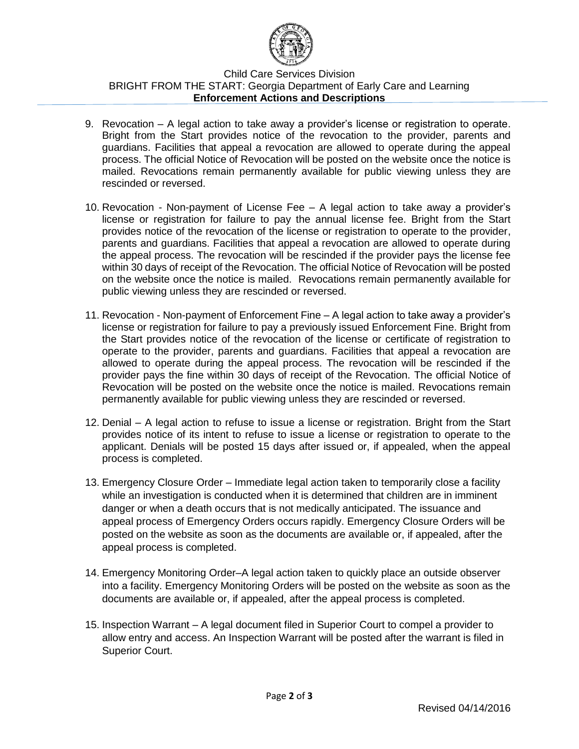9. Revocation – A legal action to take away a provider's license or registration to operate. Bright from the Start provides notice of the revocation to the provider, parents and guardians. Facilities that appeal a revocation are allowed to operate during the appeal process. The official Notice of Revocation will be posted on the website once the notice is mailed. Revocations remain permanently available for public viewing unless they are rescinded or reversed.

10. Revocation - Non-payment of License Fee – A legal action to take away a provider's license or registration for failure to pay the annual license fee. Bright from the Start provides notice of the revocation of the license or registration to operate to the provider, parents and guardians. Facilities that appeal a revocation are allowed to operate during the appeal process. The revocation will be rescinded if the provider pays the license fee within 30 days of receipt of the Revocation. The official Notice of Revocation will be posted on the website once the notice is mailed. Revocations remain permanently available for public viewing unless they are rescinded or reversed.

11. Revocation - Non-payment of Enforcement Fine – A legal action to take away a provider's license or registration for failure to pay a previously issued Enforcement Fine. Bright from the Start provides notice of the revocation of the license or certificate of registration to operate to the provider, parents and guardians. Facilities that appeal a revocation are allowed to operate during the appeal process. The revocation will be rescinded if the provider pays the fine within 30 days of receipt of the Revocation. The official Notice of Revocation will be posted on the website once the notice is mailed. Revocations remain permanently available for public viewing unless they are rescinded or reversed.

12. Denial – A legal action to refuse to issue a license or registration. Bright from the Start provides notice of its intent to refuse to issue a license or registration to operate to the applicant. Denials will be posted 15 days after issued or, if appealed, when the appeal process is completed.

13. Emergency Closure Order – Immediate legal action taken to temporarily close a facility while an investigation is conducted when it is determined that children are in imminent danger or when a death occurs that is not medically anticipated. The issuance and appeal process of Emergency Orders occurs rapidly. Emergency Closure Orders will be posted on the website as soon as the documents are available or, if appealed, after the appeal process is completed.

14. Emergency Monitoring Order–A legal action taken to quickly place an outside observer into a facility. Emergency Monitoring Orders will be posted on the website as soon as the documents are available or, if appealed, after the appeal process is completed.

15. Inspection Warrant – A legal document filed in Superior Court to compel a provider to allow entry and access. An Inspection Warrant will be posted after the warrant is filed in Superior Court.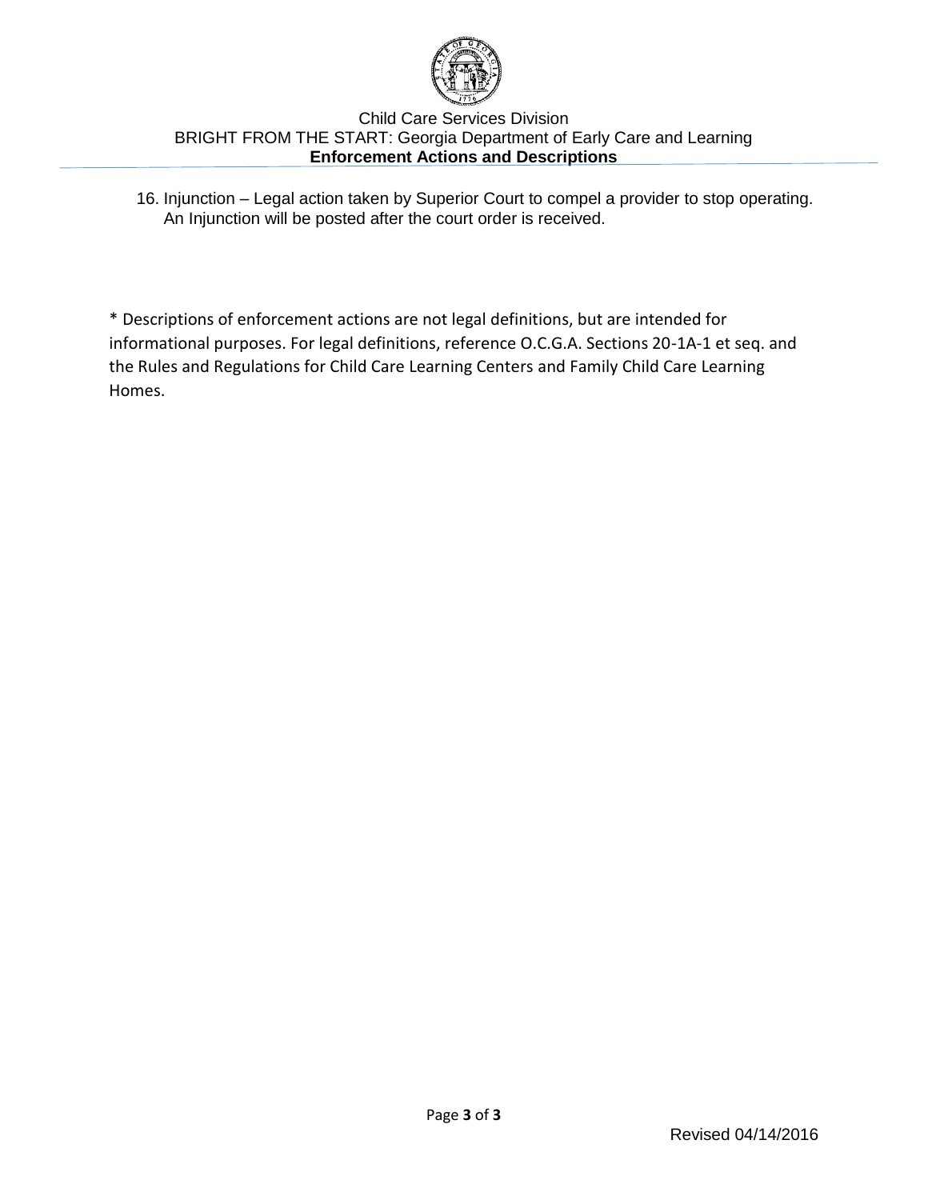16. Injunction – Legal action taken by Superior Court to compel a provider to stop operating. An Injunction will be posted after the court order is received.

* Descriptions of enforcement actions are not legal definitions, but are intended for informational purposes. For legal definitions, reference O.C.G.A. Sections 20-1A-1 et seq. and the Rules and Regulations for Child Care Learning Centers and Family Child Care Learning Homes.